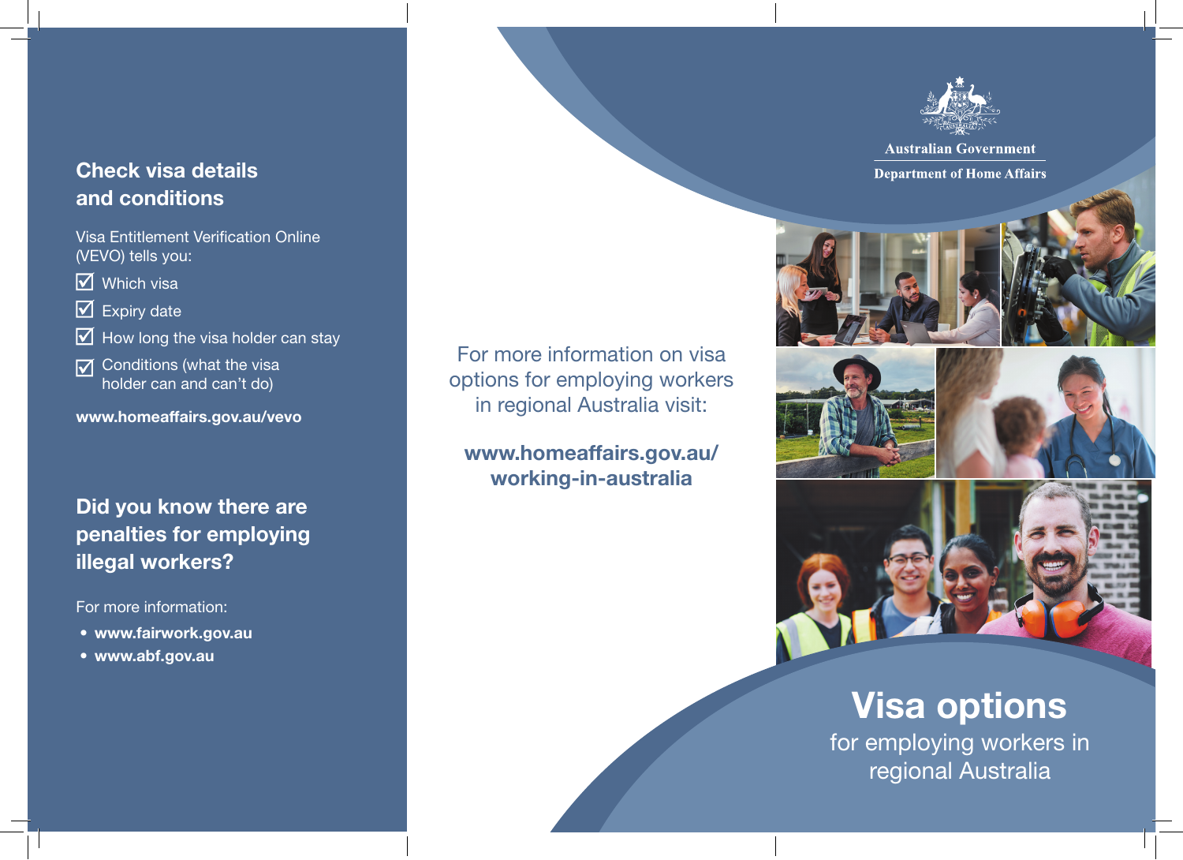## Check visa details and conditions

Visa Entitlement Verification Online (VEVO) tells you:

- ☑ Which visa
- ☑ Expiry date
- ☑ How long the visa holder can stay
- ☑ Conditions (what the visa holder can and can't do)

**www.homeaffairs.gov.au/vevo**

## Did you know there are penalties for employing illegal workers?

For more information:

- **www.fairwork.gov.au**
- **www.abf.gov.au**

For more information on visa options for employing workers in regional Australia visit:

**www.homeaffairs.gov.au/working-in-australia**

Australian Government
Department of Home Affairs

# Visa options

for employing workers in regional Australia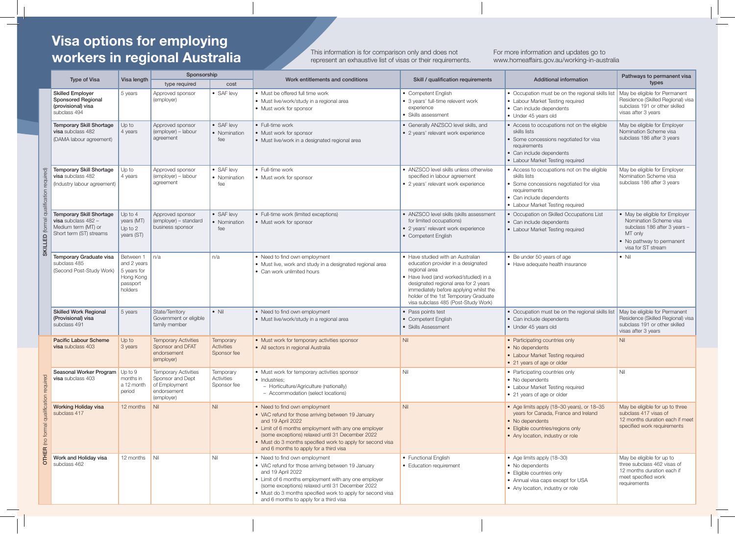# Visa options for employing workers in regional Australia

This information is for comparison only and does not represent an exhaustive list of visas or their requirements.

For more information and updates go to www.homeaffairs.gov.au/working-in-australia

| | Type of Visa | Visa length | Sponsorship | | Work entitlements and conditions | Skill / qualification requirements | Additional information | Pathways to permanent visa types |
|---|---|---|---|---|---|---|---|---|
| | | | type required | cost | | | | |
| SKILLED (formal qualification required) | **Skilled Employer Sponsored Regional (provisional) visa** subclass 494 | 5 years | Approved sponsor (employer) | • SAF levy | • Must be offered full time work<br>• Must live/work/study in a regional area<br>• Must work for sponsor | • Competent English<br>• 3 years' full-time relevent work experience<br>• Skills assessment | • Occupation must be on the regional skills list<br>• Labour Market Testing required<br>• Can include dependents<br>• Under 45 years old | May be eligible for Permanent Residence (Skilled Regional) visa subclass 191 or other skilled visas after 3 years |
| | **Temporary Skill Shortage visa** subclass 482 (DAMA labour agreement) | Up to 4 years | Approved sponsor (employer) – labour agreement | • SAF levy<br>• Nomination fee | • Full-time work<br>• Must work for sponsor<br>• Must live/work in a designated regional area | • Generally ANZSCO level skills, and<br>• 2 years' relevant work experience | • Access to occupations not on the eligible skills lists<br>• Some concessions negotiated for visa requirements<br>• Can include dependents<br>• Labour Market Testing required | May be eligible for Employer Nomination Scheme visa subclass 186 after 3 years |
| | **Temporary Skill Shortage visa** subclass 482 (Industry labour agreement) | Up to 4 years | Approved sponsor (employer) – labour agreement | • SAF levy<br>• Nomination fee | • Full-time work<br>• Must work for sponsor | • ANZSCO level skills unless otherwise specified in labour agreement<br>• 2 years' relevant work experience | • Access to occupations not on the eligible skills lists<br>• Some concessions negotiated for visa requirements<br>• Can include dependents<br>• Labour Market Testing required | May be eligible for Employer Nomination Scheme visa subclass 186 after 3 years |
| | **Temporary Skill Shortage visa** subclass 482 – Medium term (MT) or Short term (ST) streams | Up to 4 years (MT)<br>Up to 2 years (ST) | Approved sponsor (employer) – standard business sponsor | • SAF levy<br>• Nomination fee | • Full-time work (limited exceptions)<br>• Must work for sponsor | • ANZSCO level skills (skills assessment for limited occupations)<br>• 2 years' relevant work experience<br>• Competent English | • Occupation on Skilled Occupations List<br>• Can include dependents<br>• Labour Market Testing required | • May be eligible for Employer Nomination Scheme visa subclass 186 after 3 years – MT only<br>• No pathway to permanent visa for ST stream |
| | **Temporary Graduate visa** subclass 485 (Second Post-Study Work) | Between 1 and 2 years<br>5 years for Hong Kong passport holders | n/a | n/a | • Need to find own employment<br>• Must live, work and study in a designated regional area<br>• Can work unlimited hours | • Have studied with an Australian education provider in a designated regional area<br>• Have lived (and worked/studied) in a designated regional area for 2 years immediately before applying whilst the holder of the 1st Temporary Graduate visa subclass 485 (Post-Study Work) | • Be under 50 years of age<br>• Have adequate health insurance | • Nil |
| | **Skilled Work Regional (Provisional) visa** subclass 491 | 5 years | State/Territory Government or eligible family member | • Nil | • Need to find own employment<br>• Must live/work/study in a regional area | • Pass points test<br>• Competent English<br>• Skills Assessment | • Occupation must be on the regional skills list<br>• Can include dependents<br>• Under 45 years old | May be eligible for Permanent Residence (Skilled Regional) visa subclass 191 or other skilled visas after 3 years |
| OTHER (no formal qualification required) | **Pacific Labour Scheme visa** subclass 403 | Up to 3 years | Temporary Activities Sponsor and DFAT endorsement (employer) | Temporary Activities Sponsor fee | • Must work for temporary activities sponsor<br>• All sectors in regional Australia | Nil | • Participating countries only<br>• No dependents<br>• Labour Market Testing required<br>• 21 years of age or older | Nil |
| | **Seasonal Worker Program visa** subclass 403 | Up to 9 months in a 12 month period | Temporary Activities Sponsor and Dept of Employment endorsement (employer) | Temporary Activities Sponsor fee | • Must work for temporary activities sponsor<br>• Industries;<br>– Horticulture/Agriculture (nationally)<br>– Accommodation (select locations) | Nil | • Participating countries only<br>• No dependents<br>• Labour Market Testing required<br>• 21 years of age or older | Nil |
| | **Working Holiday visa** subclass 417 | 12 months | Nil | Nil | • Need to find own employment<br>• VAC refund for those arriving between 19 January and 19 April 2022<br>• Limit of 6 months employment with any one employer (some exceptions) relaxed until 31 December 2022<br>• Must do 3 months specified work to apply for second visa and 6 months to apply for a third visa | Nil | • Age limits apply (18–30 years), or 18–35 years for Canada, France and Ireland<br>• No dependents<br>• Eligible countries/regions only<br>• Any location, industry or role | May be eligible for up to three subclass 417 visas of 12 months duration each if meet specified work requirements |
| | **Work and Holiday visa** subclass 462 | 12 months | Nil | Nil | • Need to find own employment<br>• VAC refund for those arriving between 19 January and 19 April 2022<br>• Limit of 6 months employment with any one employer (some exceptions) relaxed until 31 December 2022<br>• Must do 3 months specified work to apply for second visa and 6 months to apply for a third visa | • Functional English<br>• Education requirement | • Age limits apply (18–30)<br>• No dependents<br>• Eligible countries only<br>• Annual visa caps except for USA<br>• Any location, industry or role | May be eligible for up to three subclass 462 visas of 12 months duration each if meet specified work requirements |